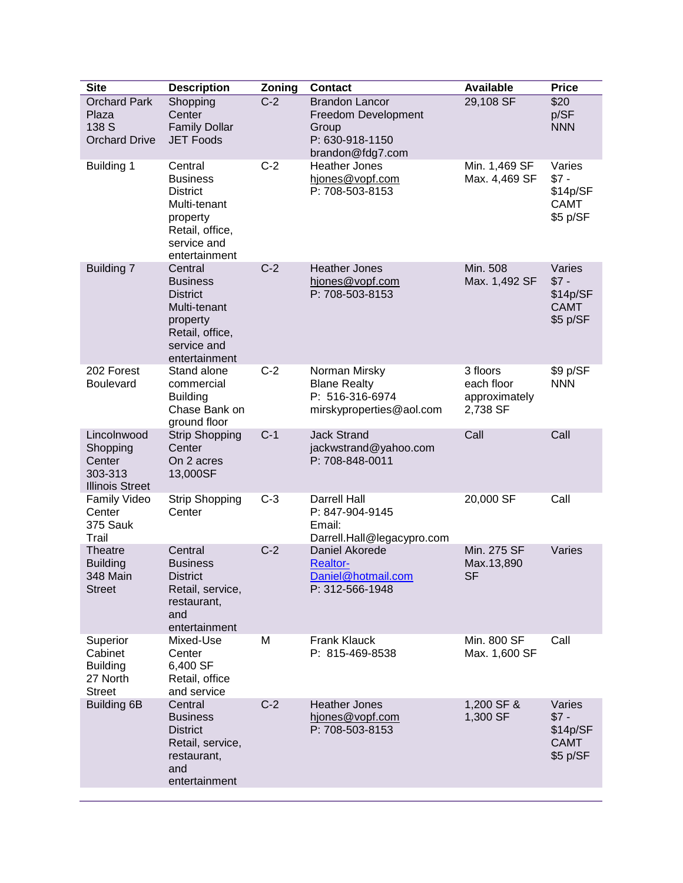| Site | Description | Zoning | Contact | Available | Price |
|---|---|---|---|---|---|
| Orchard Park Plaza 138 S Orchard Drive | Shopping Center Family Dollar JET Foods | C-2 | Brandon Lancor Freedom Development Group P: 630-918-1150 brandon@fdg7.com | 29,108 SF | $20 p/SF NNN |
| Building 1 | Central Business District Multi-tenant property Retail, office, service and entertainment | C-2 | Heather Jones hjones@vopf.com P: 708-503-8153 | Min. 1,469 SF Max. 4,469 SF | Varies $7 - $14p/SF CAMT $5 p/SF |
| Building 7 | Central Business District Multi-tenant property Retail, office, service and entertainment | C-2 | Heather Jones hjones@vopf.com P: 708-503-8153 | Min. 508 Max. 1,492 SF | Varies $7 - $14p/SF CAMT $5 p/SF |
| 202 Forest Boulevard | Stand alone commercial Building Chase Bank on ground floor | C-2 | Norman Mirsky Blane Realty P: 516-316-6974 mirskyproperties@aol.com | 3 floors each floor approximately 2,738 SF | $9 p/SF NNN |
| Lincolnwood Shopping Center 303-313 Illinois Street | Strip Shopping Center On 2 acres 13,000SF | C-1 | Jack Strand jackwstrand@yahoo.com P: 708-848-0011 | Call | Call |
| Family Video Center 375 Sauk Trail | Strip Shopping Center | C-3 | Darrell Hall P: 847-904-9145 Email: Darrell.Hall@legacypro.com | 20,000 SF | Call |
| Theatre Building 348 Main Street | Central Business District Retail, service, restaurant, and entertainment | C-2 | Daniel Akorede Realtor-Daniel@hotmail.com P: 312-566-1948 | Min. 275 SF Max.13,890 SF | Varies |
| Superior Cabinet Building 27 North Street | Mixed-Use Center 6,400 SF Retail, office and service | M | Frank Klauck P: 815-469-8538 | Min. 800 SF Max. 1,600 SF | Call |
| Building 6B | Central Business District Retail, service, restaurant, and entertainment | C-2 | Heather Jones hjones@vopf.com P: 708-503-8153 | 1,200 SF & 1,300 SF | Varies $7 - $14p/SF CAMT $5 p/SF |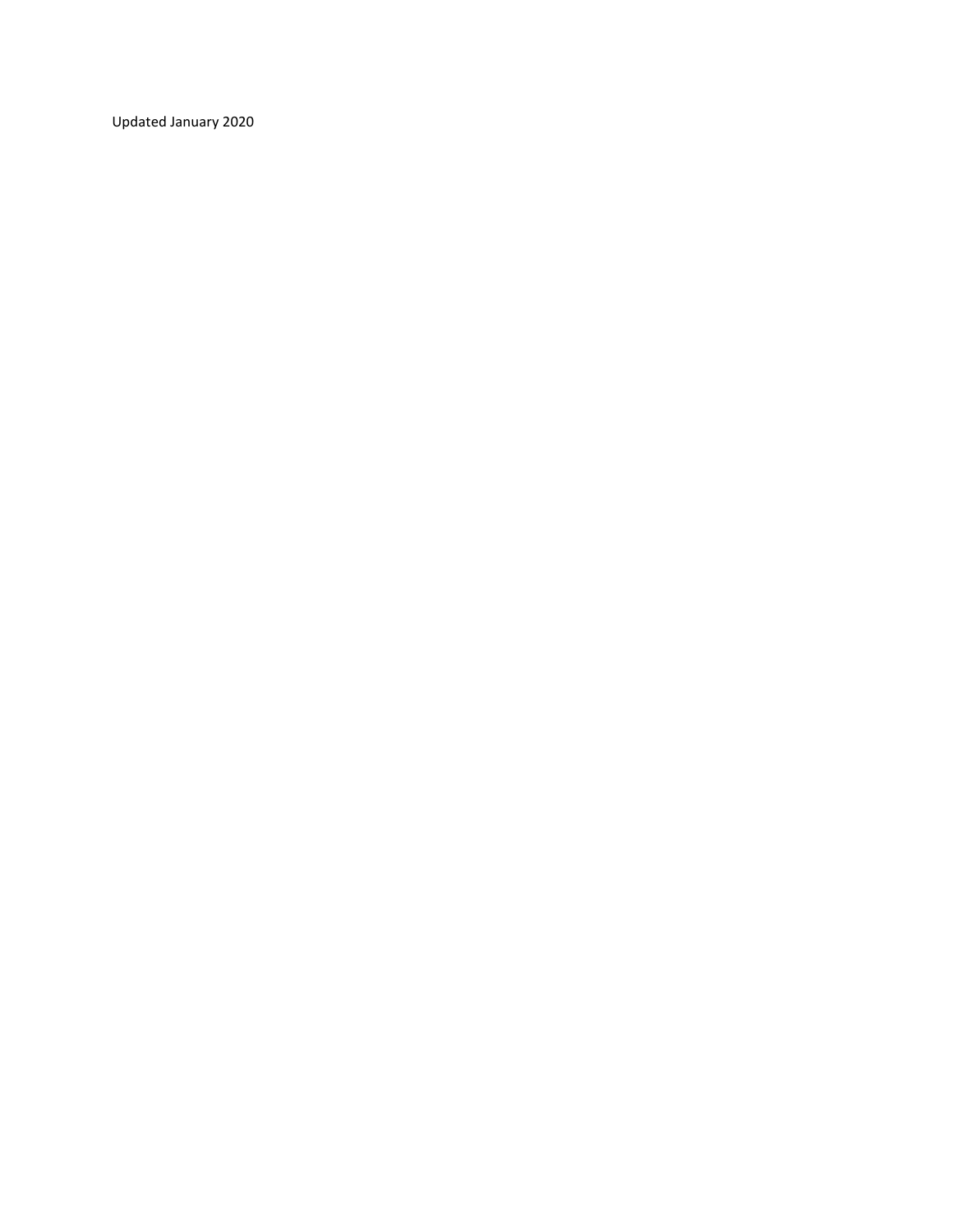Updated January 2020